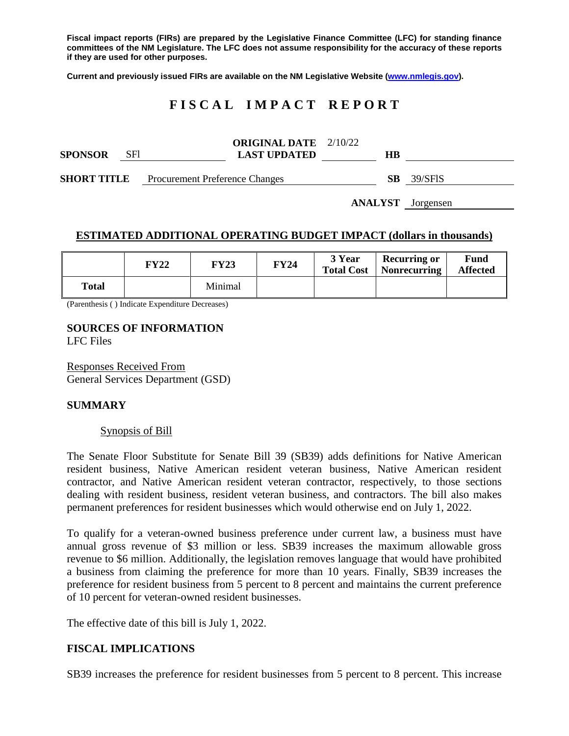**Fiscal impact reports (FIRs) are prepared by the Legislative Finance Committee (LFC) for standing finance committees of the NM Legislature. The LFC does not assume responsibility for the accuracy of these reports if they are used for other purposes.**

**Current and previously issued FIRs are available on the NM Legislative Website (www.nmlegis.gov).**

# FISCAL IMPACT REPORT

**SPONSOR** SFl **ORIGINAL DATE** 2/10/22 **LAST UPDATED** **HB**

**SHORT TITLE** Procurement Preference Changes **SB** 39/SFlS

**ANALYST** Jorgensen

## ESTIMATED ADDITIONAL OPERATING BUDGET IMPACT (dollars in thousands)

| | FY22 | FY23 | FY24 | 3 Year Total Cost | Recurring or Nonrecurring | Fund Affected |
|---|---|---|---|---|---|---|
| **Total** | | Minimal | | | | |

(Parenthesis ( ) Indicate Expenditure Decreases)

**SOURCES OF INFORMATION**
LFC Files

Responses Received From
General Services Department (GSD)

**SUMMARY**

Synopsis of Bill

The Senate Floor Substitute for Senate Bill 39 (SB39) adds definitions for Native American resident business, Native American resident veteran business, Native American resident contractor, and Native American resident veteran contractor, respectively, to those sections dealing with resident business, resident veteran business, and contractors. The bill also makes permanent preferences for resident businesses which would otherwise end on July 1, 2022.

To qualify for a veteran-owned business preference under current law, a business must have annual gross revenue of $3 million or less. SB39 increases the maximum allowable gross revenue to $6 million. Additionally, the legislation removes language that would have prohibited a business from claiming the preference for more than 10 years. Finally, SB39 increases the preference for resident business from 5 percent to 8 percent and maintains the current preference of 10 percent for veteran-owned resident businesses.

The effective date of this bill is July 1, 2022.

**FISCAL IMPLICATIONS**

SB39 increases the preference for resident businesses from 5 percent to 8 percent. This increase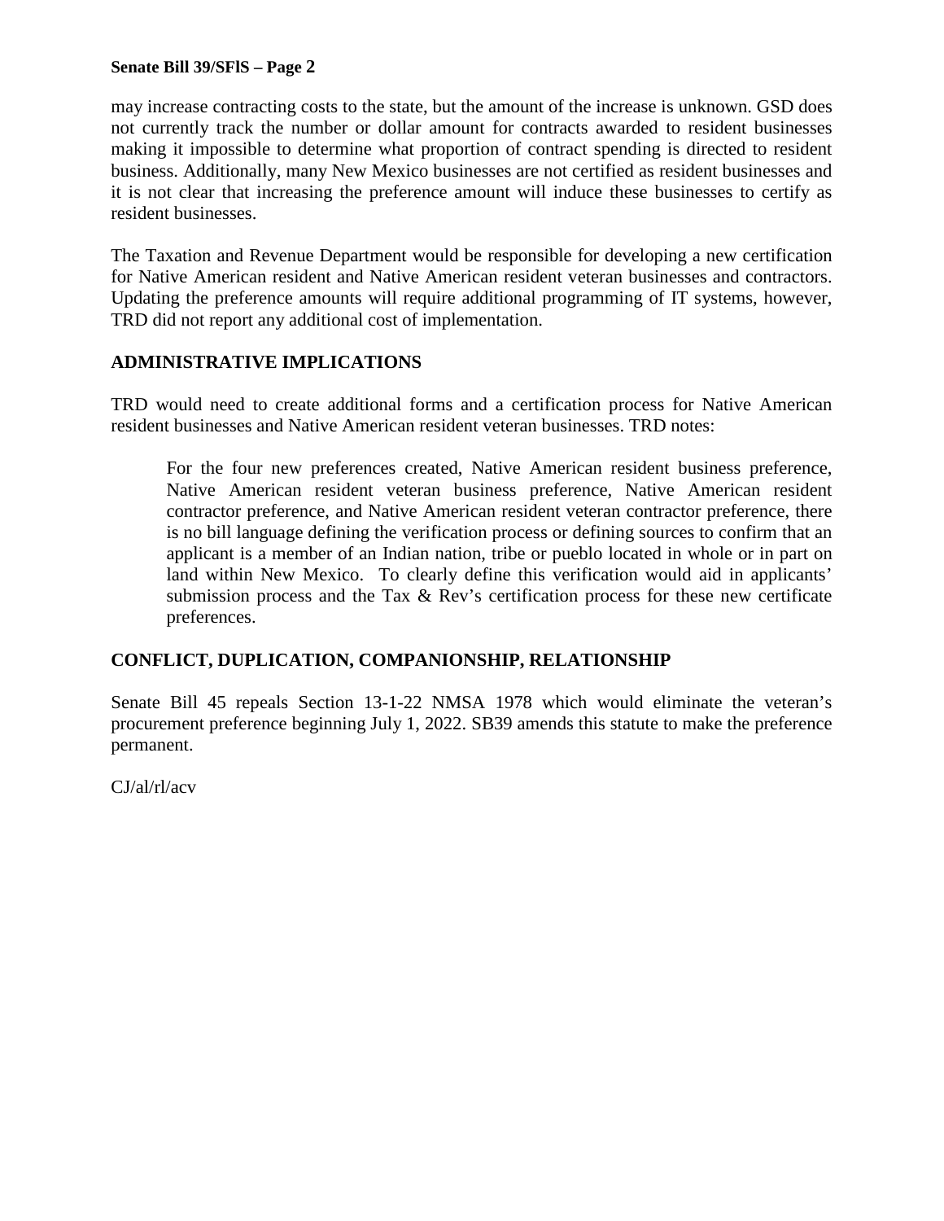may increase contracting costs to the state, but the amount of the increase is unknown. GSD does not currently track the number or dollar amount for contracts awarded to resident businesses making it impossible to determine what proportion of contract spending is directed to resident business. Additionally, many New Mexico businesses are not certified as resident businesses and it is not clear that increasing the preference amount will induce these businesses to certify as resident businesses.

The Taxation and Revenue Department would be responsible for developing a new certification for Native American resident and Native American resident veteran businesses and contractors. Updating the preference amounts will require additional programming of IT systems, however, TRD did not report any additional cost of implementation.

## ADMINISTRATIVE IMPLICATIONS

TRD would need to create additional forms and a certification process for Native American resident businesses and Native American resident veteran businesses. TRD notes:

> For the four new preferences created, Native American resident business preference, Native American resident veteran business preference, Native American resident contractor preference, and Native American resident veteran contractor preference, there is no bill language defining the verification process or defining sources to confirm that an applicant is a member of an Indian nation, tribe or pueblo located in whole or in part on land within New Mexico. To clearly define this verification would aid in applicants' submission process and the Tax & Rev's certification process for these new certificate preferences.

## CONFLICT, DUPLICATION, COMPANIONSHIP, RELATIONSHIP

Senate Bill 45 repeals Section 13-1-22 NMSA 1978 which would eliminate the veteran's procurement preference beginning July 1, 2022. SB39 amends this statute to make the preference permanent.

CJ/al/rl/acv